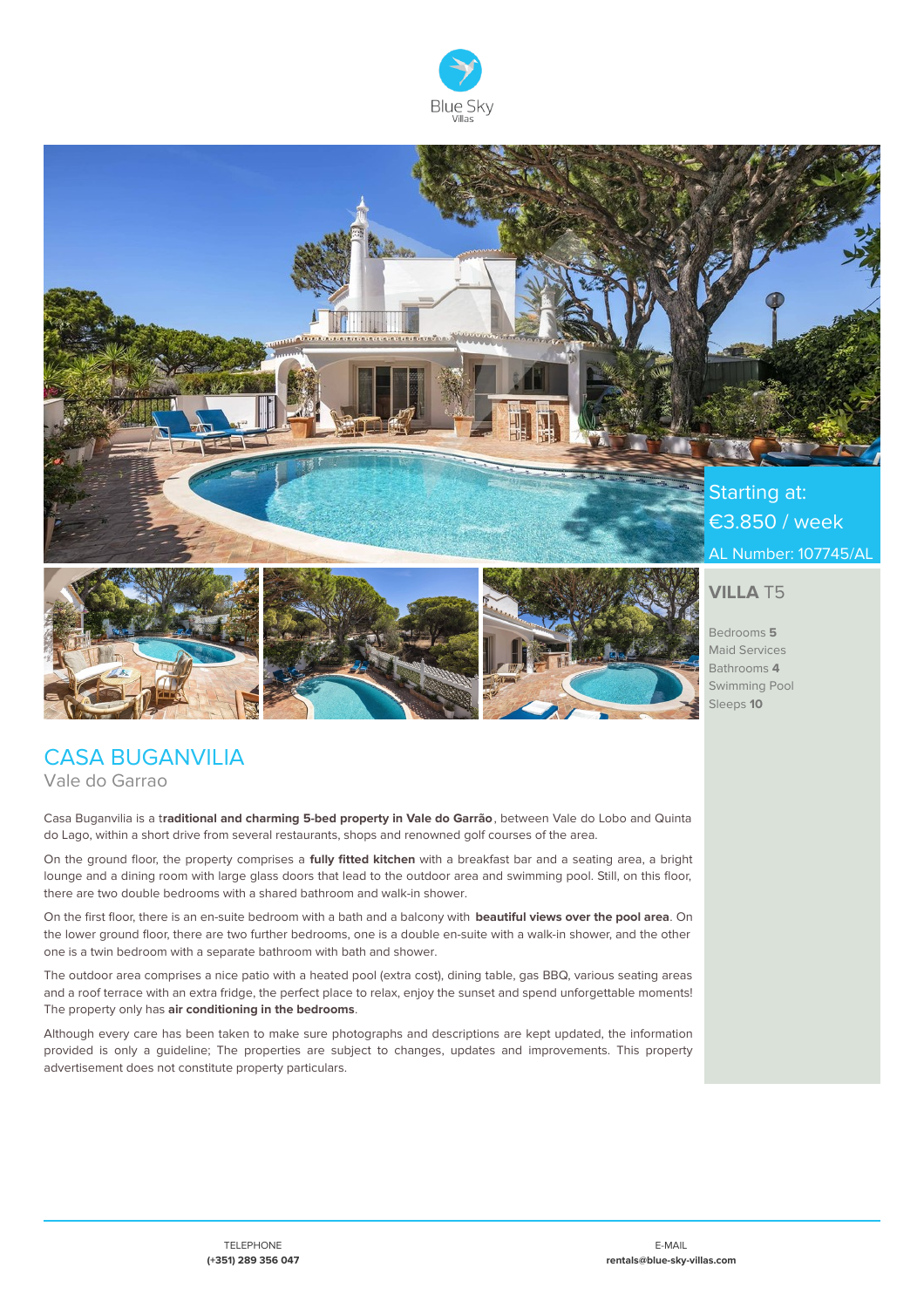Blue Sky
Villas

Starting at:
€3.850 / week
AL Number: 107745/AL

**VILLA** T5

Bedrooms **5**
Maid Services
Bathrooms **4**
Swimming Pool
Sleeps **10**

# CASA BUGANVILIA

## Vale do Garrao

Casa Buganvilia is a t**raditional and charming 5-bed property in Vale do Garrão**, between Vale do Lobo and Quinta do Lago, within a short drive from several restaurants, shops and renowned golf courses of the area.

On the ground floor, the property comprises a **fully fitted kitchen** with a breakfast bar and a seating area, a bright lounge and a dining room with large glass doors that lead to the outdoor area and swimming pool. Still, on this floor, there are two double bedrooms with a shared bathroom and walk-in shower.

On the first floor, there is an en-suite bedroom with a bath and a balcony with **beautiful views over the pool area**. On the lower ground floor, there are two further bedrooms, one is a double en-suite with a walk-in shower, and the other one is a twin bedroom with a separate bathroom with bath and shower.

The outdoor area comprises a nice patio with a heated pool (extra cost), dining table, gas BBQ, various seating areas and a roof terrace with an extra fridge, the perfect place to relax, enjoy the sunset and spend unforgettable moments! The property only has **air conditioning in the bedrooms**.

Although every care has been taken to make sure photographs and descriptions are kept updated, the information provided is only a guideline; The properties are subject to changes, updates and improvements. This property advertisement does not constitute property particulars.

TELEPHONE
**(+351) 289 356 047**

E-MAIL
**rentals@blue-sky-villas.com**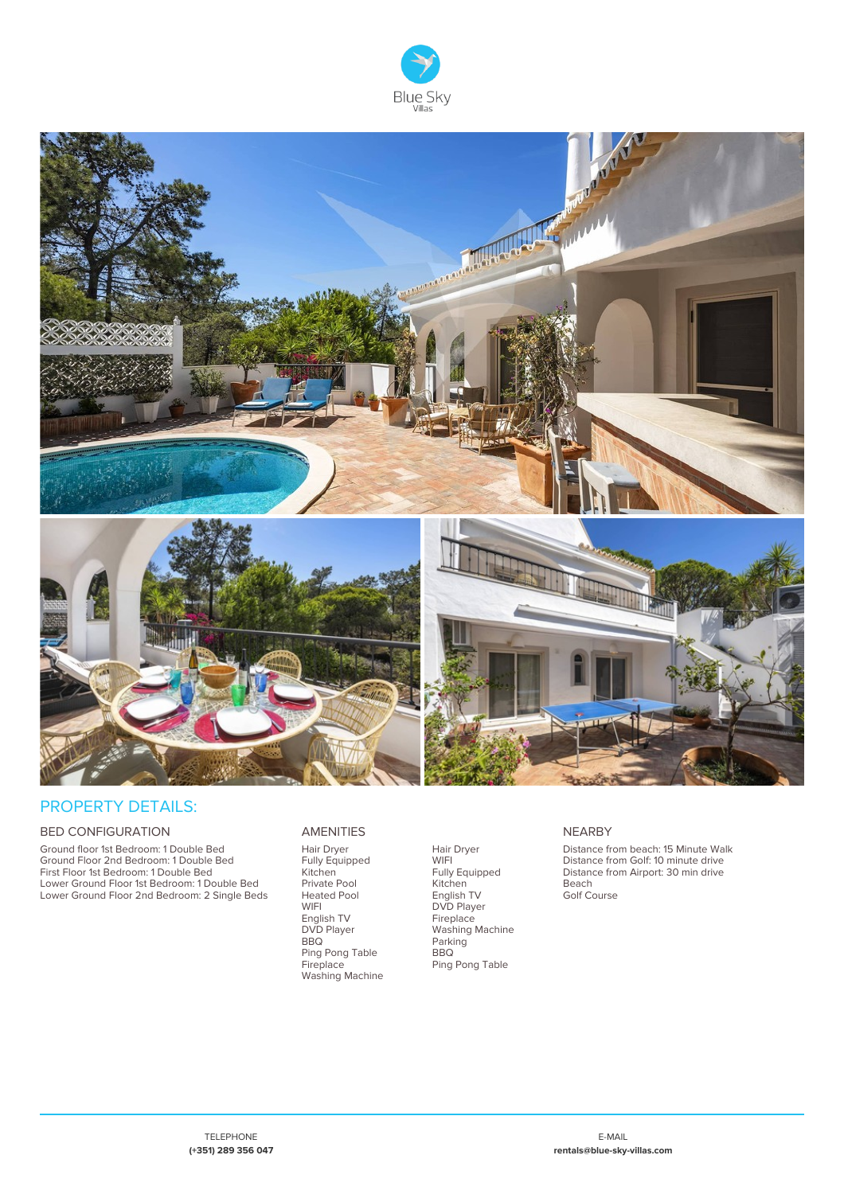Blue Sky
Villas

## PROPERTY DETAILS:

### BED CONFIGURATION

Ground floor 1st Bedroom: 1 Double Bed
Ground Floor 2nd Bedroom: 1 Double Bed
First Floor 1st Bedroom: 1 Double Bed
Lower Ground Floor 1st Bedroom: 1 Double Bed
Lower Ground Floor 2nd Bedroom: 2 Single Beds

### AMENITIES

Hair Dryer
Fully Equipped Kitchen
Private Pool
Heated Pool
WIFI
English TV
DVD Player
BBQ
Ping Pong Table
Fireplace
Washing Machine

Hair Dryer
WIFI
Fully Equipped Kitchen
English TV
DVD Player
Fireplace
Washing Machine
Parking
BBQ
Ping Pong Table

### NEARBY

Distance from beach: 15 Minute Walk
Distance from Golf: 10 minute drive
Distance from Airport: 30 min drive
Beach
Golf Course

TELEPHONE
**(+351) 289 356 047**

E-MAIL
**rentals@blue-sky-villas.com**